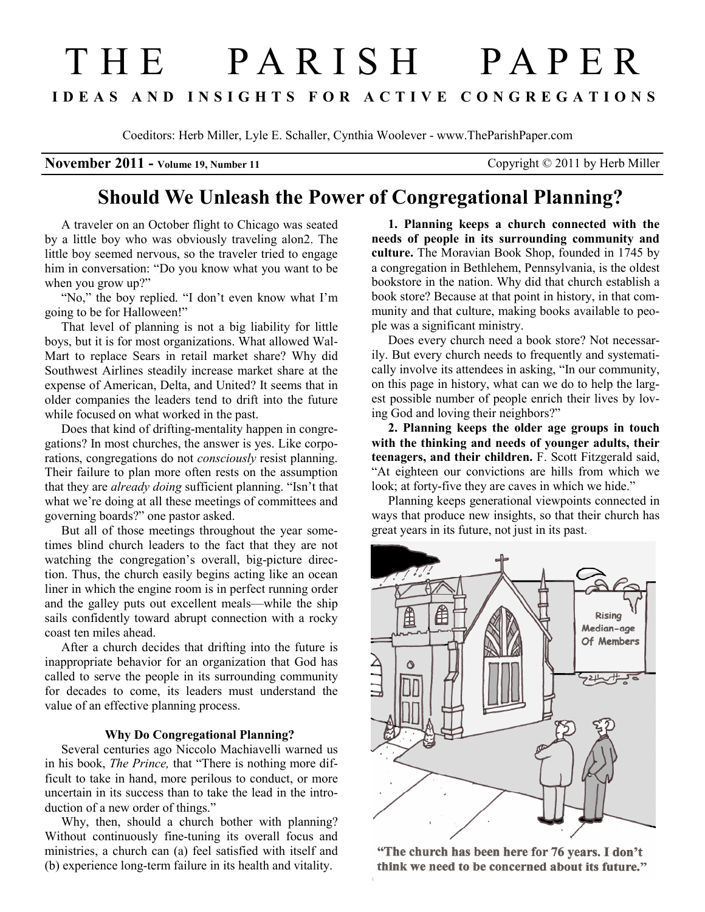# THE PARISH PAPER

**IDEAS AND INSIGHTS FOR ACTIVE CONGREGATIONS**

Coeditors: Herb Miller, Lyle E. Schaller, Cynthia Woolever - www.TheParishPaper.com

**November 2011 - Volume 19, Number 11** Copyright © 2011 by Herb Miller

## Should We Unleash the Power of Congregational Planning?

A traveler on an October flight to Chicago was seated by a little boy who was obviously traveling alon2. The little boy seemed nervous, so the traveler tried to engage him in conversation: "Do you know what you want to be when you grow up?"

"No," the boy replied. "I don't even know what I'm going to be for Halloween!"

That level of planning is not a big liability for little boys, but it is for most organizations. What allowed Wal-Mart to replace Sears in retail market share? Why did Southwest Airlines steadily increase market share at the expense of American, Delta, and United? It seems that in older companies the leaders tend to drift into the future while focused on what worked in the past.

Does that kind of drifting-mentality happen in congregations? In most churches, the answer is yes. Like corporations, congregations do not *consciously* resist planning. Their failure to plan more often rests on the assumption that they are *already doing* sufficient planning. "Isn't that what we're doing at all these meetings of committees and governing boards?" one pastor asked.

But all of those meetings throughout the year sometimes blind church leaders to the fact that they are not watching the congregation's overall, big-picture direction. Thus, the church easily begins acting like an ocean liner in which the engine room is in perfect running order and the galley puts out excellent meals—while the ship sails confidently toward abrupt connection with a rocky coast ten miles ahead.

After a church decides that drifting into the future is inappropriate behavior for an organization that God has called to serve the people in its surrounding community for decades to come, its leaders must understand the value of an effective planning process.

### Why Do Congregational Planning?

Several centuries ago Niccolo Machiavelli warned us in his book, *The Prince,* that "There is nothing more difficult to take in hand, more perilous to conduct, or more uncertain in its success than to take the lead in the introduction of a new order of things."

Why, then, should a church bother with planning? Without continuously fine-tuning its overall focus and ministries, a church can (a) feel satisfied with itself and (b) experience long-term failure in its health and vitality.

**1. Planning keeps a church connected with the needs of people in its surrounding community and culture.** The Moravian Book Shop, founded in 1745 by a congregation in Bethlehem, Pennsylvania, is the oldest bookstore in the nation. Why did that church establish a book store? Because at that point in history, in that community and that culture, making books available to people was a significant ministry.

Does every church need a book store? Not necessarily. But every church needs to frequently and systematically involve its attendees in asking, "In our community, on this page in history, what can we do to help the largest possible number of people enrich their lives by loving God and loving their neighbors?"

**2. Planning keeps the older age groups in touch with the thinking and needs of younger adults, their teenagers, and their children.** F. Scott Fitzgerald said, "At eighteen our convictions are hills from which we look; at forty-five they are caves in which we hide."

Planning keeps generational viewpoints connected in ways that produce new insights, so that their church has great years in its future, not just in its past.

**"The church has been here for 76 years. I don't think we need to be concerned about its future."**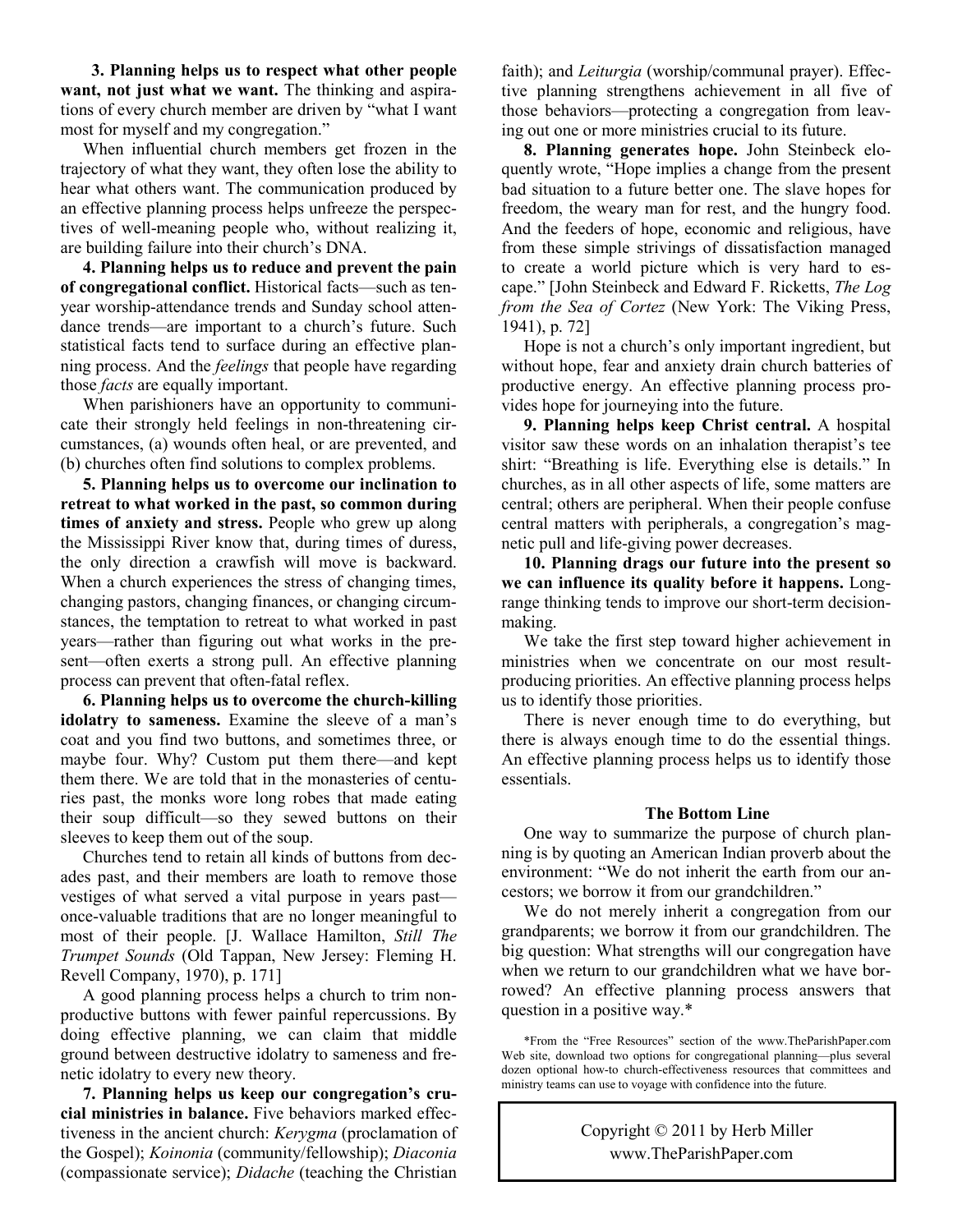**3. Planning helps us to respect what other people want, not just what we want.** The thinking and aspirations of every church member are driven by "what I want most for myself and my congregation."

When influential church members get frozen in the trajectory of what they want, they often lose the ability to hear what others want. The communication produced by an effective planning process helps unfreeze the perspectives of well-meaning people who, without realizing it, are building failure into their church's DNA.

**4. Planning helps us to reduce and prevent the pain of congregational conflict.** Historical facts—such as ten-year worship-attendance trends and Sunday school attendance trends—are important to a church's future. Such statistical facts tend to surface during an effective planning process. And the *feelings* that people have regarding those *facts* are equally important.

When parishioners have an opportunity to communicate their strongly held feelings in non-threatening circumstances, (a) wounds often heal, or are prevented, and (b) churches often find solutions to complex problems.

**5. Planning helps us to overcome our inclination to retreat to what worked in the past, so common during times of anxiety and stress.** People who grew up along the Mississippi River know that, during times of duress, the only direction a crawfish will move is backward. When a church experiences the stress of changing times, changing pastors, changing finances, or changing circumstances, the temptation to retreat to what worked in past years—rather than figuring out what works in the present—often exerts a strong pull. An effective planning process can prevent that often-fatal reflex.

**6. Planning helps us to overcome the church-killing idolatry to sameness.** Examine the sleeve of a man's coat and you find two buttons, and sometimes three, or maybe four. Why? Custom put them there—and kept them there. We are told that in the monasteries of centuries past, the monks wore long robes that made eating their soup difficult—so they sewed buttons on their sleeves to keep them out of the soup.

Churches tend to retain all kinds of buttons from decades past, and their members are loath to remove those vestiges of what served a vital purpose in years past—once-valuable traditions that are no longer meaningful to most of their people. [J. Wallace Hamilton, *Still The Trumpet Sounds* (Old Tappan, New Jersey: Fleming H. Revell Company, 1970), p. 171]

A good planning process helps a church to trim non-productive buttons with fewer painful repercussions. By doing effective planning, we can claim that middle ground between destructive idolatry to sameness and frenetic idolatry to every new theory.

**7. Planning helps us keep our congregation's crucial ministries in balance.** Five behaviors marked effectiveness in the ancient church: *Kerygma* (proclamation of the Gospel); *Koinonia* (community/fellowship); *Diaconia* (compassionate service); *Didache* (teaching the Christian faith); and *Leiturgia* (worship/communal prayer). Effective planning strengthens achievement in all five of those behaviors—protecting a congregation from leaving out one or more ministries crucial to its future.

**8. Planning generates hope.** John Steinbeck eloquently wrote, "Hope implies a change from the present bad situation to a future better one. The slave hopes for freedom, the weary man for rest, and the hungry food. And the feeders of hope, economic and religious, have from these simple strivings of dissatisfaction managed to create a world picture which is very hard to escape." [John Steinbeck and Edward F. Ricketts, *The Log from the Sea of Cortez* (New York: The Viking Press, 1941), p. 72]

Hope is not a church's only important ingredient, but without hope, fear and anxiety drain church batteries of productive energy. An effective planning process provides hope for journeying into the future.

**9. Planning helps keep Christ central.** A hospital visitor saw these words on an inhalation therapist's tee shirt: "Breathing is life. Everything else is details." In churches, as in all other aspects of life, some matters are central; others are peripheral. When their people confuse central matters with peripherals, a congregation's magnetic pull and life-giving power decreases.

**10. Planning drags our future into the present so we can influence its quality before it happens.** Long-range thinking tends to improve our short-term decision-making.

We take the first step toward higher achievement in ministries when we concentrate on our most result-producing priorities. An effective planning process helps us to identify those priorities.

There is never enough time to do everything, but there is always enough time to do the essential things. An effective planning process helps us to identify those essentials.

### The Bottom Line

One way to summarize the purpose of church planning is by quoting an American Indian proverb about the environment: "We do not inherit the earth from our ancestors; we borrow it from our grandchildren."

We do not merely inherit a congregation from our grandparents; we borrow it from our grandchildren. The big question: What strengths will our congregation have when we return to our grandchildren what we have borrowed? An effective planning process answers that question in a positive way.*

*From the "Free Resources" section of the www.TheParishPaper.com Web site, download two options for congregational planning—plus several dozen optional how-to church-effectiveness resources that committees and ministry teams can use to voyage with confidence into the future.

Copyright © 2011 by Herb Miller
www.TheParishPaper.com